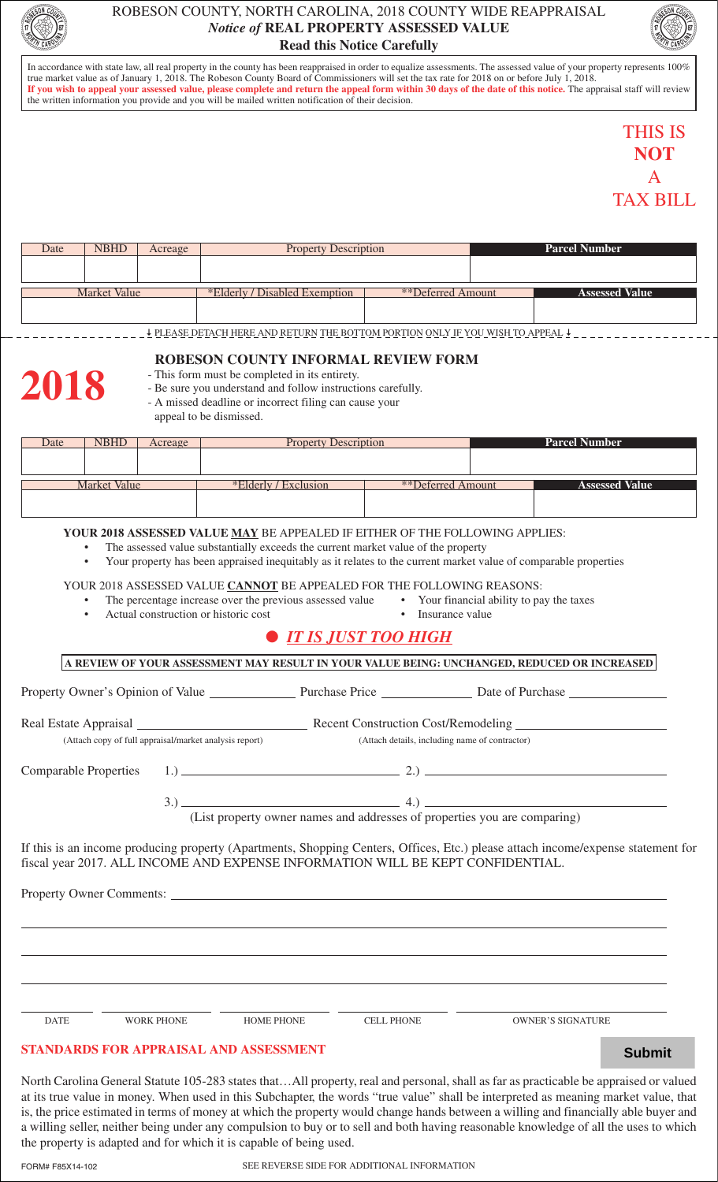# ROBESON COUNTY, NORTH CAROLINA, 2018 COUNTY WIDE REAPPRAISAL

## *Notice of* REAL PROPERTY ASSESSED VALUE

**Read this Notice Carefully**

In accordance with state law, all real property in the county has been reappraised in order to equalize assessments. The assessed value of your property represents 100% true market value as of January 1, 2018. The Robeson County Board of Commissioners will set the tax rate for 2018 on or before July 1, 2018.
**If you wish to appeal your assessed value, please complete and return the appeal form within 30 days of the date of this notice.** The appraisal staff will review the written information you provide and you will be mailed written notification of their decision.

THIS IS **NOT** A TAX BILL

| Date | NBHD | Acreage | Property Description | | Parcel Number |
|---|---|---|---|---|---|
| | | | | | |
| Market Value | | | *Elderly / Disabled Exemption | **Deferred Amount | Assessed Value |
| | | | | | |

↓ PLEASE DETACH HERE AND RETURN THE BOTTOM PORTION ONLY IF YOU WISH TO APPEAL ↓

# 2018

## ROBESON COUNTY INFORMAL REVIEW FORM

- This form must be completed in its entirety.
- Be sure you understand and follow instructions carefully.
- A missed deadline or incorrect filing can cause your appeal to be dismissed.

| Date | NBHD | Acreage | Property Description | | Parcel Number |
|---|---|---|---|---|---|
| | | | | | |
| Market Value | | | *Elderly / Exclusion | **Deferred Amount | Assessed Value |
| | | | | | |

**YOUR 2018 ASSESSED VALUE MAY BE APPEALED IF EITHER OF THE FOLLOWING APPLIES:**

- The assessed value substantially exceeds the current market value of the property
- Your property has been appraised inequitably as it relates to the current market value of comparable properties

YOUR 2018 ASSESSED VALUE **CANNOT** BE APPEALED FOR THE FOLLOWING REASONS:

- The percentage increase over the previous assessed value
- Your financial ability to pay the taxes
- Actual construction or historic cost
- Insurance value
- ***IT IS JUST TOO HIGH***

**A REVIEW OF YOUR ASSESSMENT MAY RESULT IN YOUR VALUE BEING: UNCHANGED, REDUCED OR INCREASED**

Property Owner's Opinion of Value \_\_\_\_\_\_\_\_\_\_ Purchase Price \_\_\_\_\_\_\_\_\_\_ Date of Purchase \_\_\_\_\_\_\_\_\_\_

Real Estate Appraisal \_\_\_\_\_\_\_\_\_\_ (Attach copy of full appraisal/market analysis report)

Recent Construction Cost/Remodeling \_\_\_\_\_\_\_\_\_\_ (Attach details, including name of contractor)

Comparable Properties 1.) \_\_\_\_\_\_\_\_\_\_ 2.) \_\_\_\_\_\_\_\_\_\_

3.) \_\_\_\_\_\_\_\_\_\_ 4.) \_\_\_\_\_\_\_\_\_\_

(List property owner names and addresses of properties you are comparing)

If this is an income producing property (Apartments, Shopping Centers, Offices, Etc.) please attach income/expense statement for fiscal year 2017. ALL INCOME AND EXPENSE INFORMATION WILL BE KEPT CONFIDENTIAL.

Property Owner Comments: \_\_\_\_\_\_\_\_\_\_

\_\_\_\_\_\_\_\_\_\_ DATE | \_\_\_\_\_\_\_\_\_\_ WORK PHONE | \_\_\_\_\_\_\_\_\_\_ HOME PHONE | \_\_\_\_\_\_\_\_\_\_ CELL PHONE | \_\_\_\_\_\_\_\_\_\_ OWNER'S SIGNATURE

**STANDARDS FOR APPRAISAL AND ASSESSMENT**

Submit

North Carolina General Statute 105-283 states that…All property, real and personal, shall as far as practicable be appraised or valued at its true value in money. When used in this Subchapter, the words "true value" shall be interpreted as meaning market value, that is, the price estimated in terms of money at which the property would change hands between a willing and financially able buyer and a willing seller, neither being under any compulsion to buy or to sell and both having reasonable knowledge of all the uses to which the property is adapted and for which it is capable of being used.

FORM# F85X14-102

SEE REVERSE SIDE FOR ADDITIONAL INFORMATION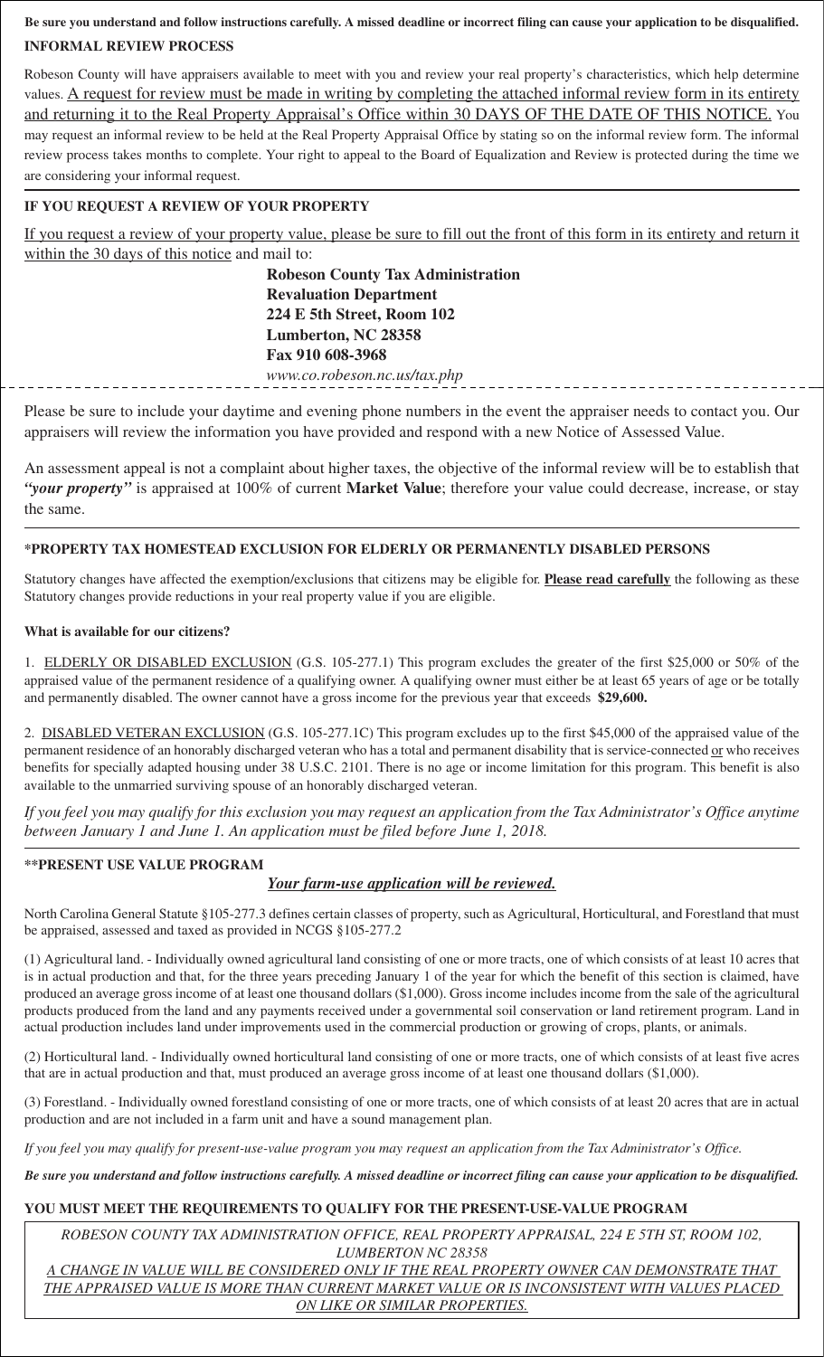**Be sure you understand and follow instructions carefully. A missed deadline or incorrect filing can cause your application to be disqualified.**

**INFORMAL REVIEW PROCESS**

Robeson County will have appraisers available to meet with you and review your real property's characteristics, which help determine values. A request for review must be made in writing by completing the attached informal review form in its entirety and returning it to the Real Property Appraisal's Office within 30 DAYS OF THE DATE OF THIS NOTICE. You may request an informal review to be held at the Real Property Appraisal Office by stating so on the informal review form. The informal review process takes months to complete. Your right to appeal to the Board of Equalization and Review is protected during the time we are considering your informal request.

**IF YOU REQUEST A REVIEW OF YOUR PROPERTY**

If you request a review of your property value, please be sure to fill out the front of this form in its entirety and return it within the 30 days of this notice and mail to:

**Robeson County Tax Administration**
**Revaluation Department**
**224 E 5th Street, Room 102**
**Lumberton, NC 28358**
**Fax 910 608-3968**
*www.co.robeson.nc.us/tax.php*

Please be sure to include your daytime and evening phone numbers in the event the appraiser needs to contact you. Our appraisers will review the information you have provided and respond with a new Notice of Assessed Value.

An assessment appeal is not a complaint about higher taxes, the objective of the informal review will be to establish that ***"your property"*** is appraised at 100% of current **Market Value**; therefore your value could decrease, increase, or stay the same.

**\*PROPERTY TAX HOMESTEAD EXCLUSION FOR ELDERLY OR PERMANENTLY DISABLED PERSONS**

Statutory changes have affected the exemption/exclusions that citizens may be eligible for. **Please read carefully** the following as these Statutory changes provide reductions in your real property value if you are eligible.

**What is available for our citizens?**

1. ELDERLY OR DISABLED EXCLUSION (G.S. 105-277.1) This program excludes the greater of the first $25,000 or 50% of the appraised value of the permanent residence of a qualifying owner. A qualifying owner must either be at least 65 years of age or be totally and permanently disabled. The owner cannot have a gross income for the previous year that exceeds **$29,600.**

2. DISABLED VETERAN EXCLUSION (G.S. 105-277.1C) This program excludes up to the first $45,000 of the appraised value of the permanent residence of an honorably discharged veteran who has a total and permanent disability that is service-connected or who receives benefits for specially adapted housing under 38 U.S.C. 2101. There is no age or income limitation for this program. This benefit is also available to the unmarried surviving spouse of an honorably discharged veteran.

*If you feel you may qualify for this exclusion you may request an application from the Tax Administrator's Office anytime between January 1 and June 1. An application must be filed before June 1, 2018.*

**\*\*PRESENT USE VALUE PROGRAM**

***Your farm-use application will be reviewed.***

North Carolina General Statute §105-277.3 defines certain classes of property, such as Agricultural, Horticultural, and Forestland that must be appraised, assessed and taxed as provided in NCGS §105-277.2

(1) Agricultural land. - Individually owned agricultural land consisting of one or more tracts, one of which consists of at least 10 acres that is in actual production and that, for the three years preceding January 1 of the year for which the benefit of this section is claimed, have produced an average gross income of at least one thousand dollars ($1,000). Gross income includes income from the sale of the agricultural products produced from the land and any payments received under a governmental soil conservation or land retirement program. Land in actual production includes land under improvements used in the commercial production or growing of crops, plants, or animals.

(2) Horticultural land. - Individually owned horticultural land consisting of one or more tracts, one of which consists of at least five acres that are in actual production and that, must produced an average gross income of at least one thousand dollars ($1,000).

(3) Forestland. - Individually owned forestland consisting of one or more tracts, one of which consists of at least 20 acres that are in actual production and are not included in a farm unit and have a sound management plan.

*If you feel you may qualify for present-use-value program you may request an application from the Tax Administrator's Office.*

***Be sure you understand and follow instructions carefully. A missed deadline or incorrect filing can cause your application to be disqualified.***

**YOU MUST MEET THE REQUIREMENTS TO QUALIFY FOR THE PRESENT-USE-VALUE PROGRAM**

*ROBESON COUNTY TAX ADMINISTRATION OFFICE, REAL PROPERTY APPRAISAL, 224 E 5TH ST, ROOM 102, LUMBERTON NC 28358*

*A CHANGE IN VALUE WILL BE CONSIDERED ONLY IF THE REAL PROPERTY OWNER CAN DEMONSTRATE THAT THE APPRAISED VALUE IS MORE THAN CURRENT MARKET VALUE OR IS INCONSISTENT WITH VALUES PLACED ON LIKE OR SIMILAR PROPERTIES.*